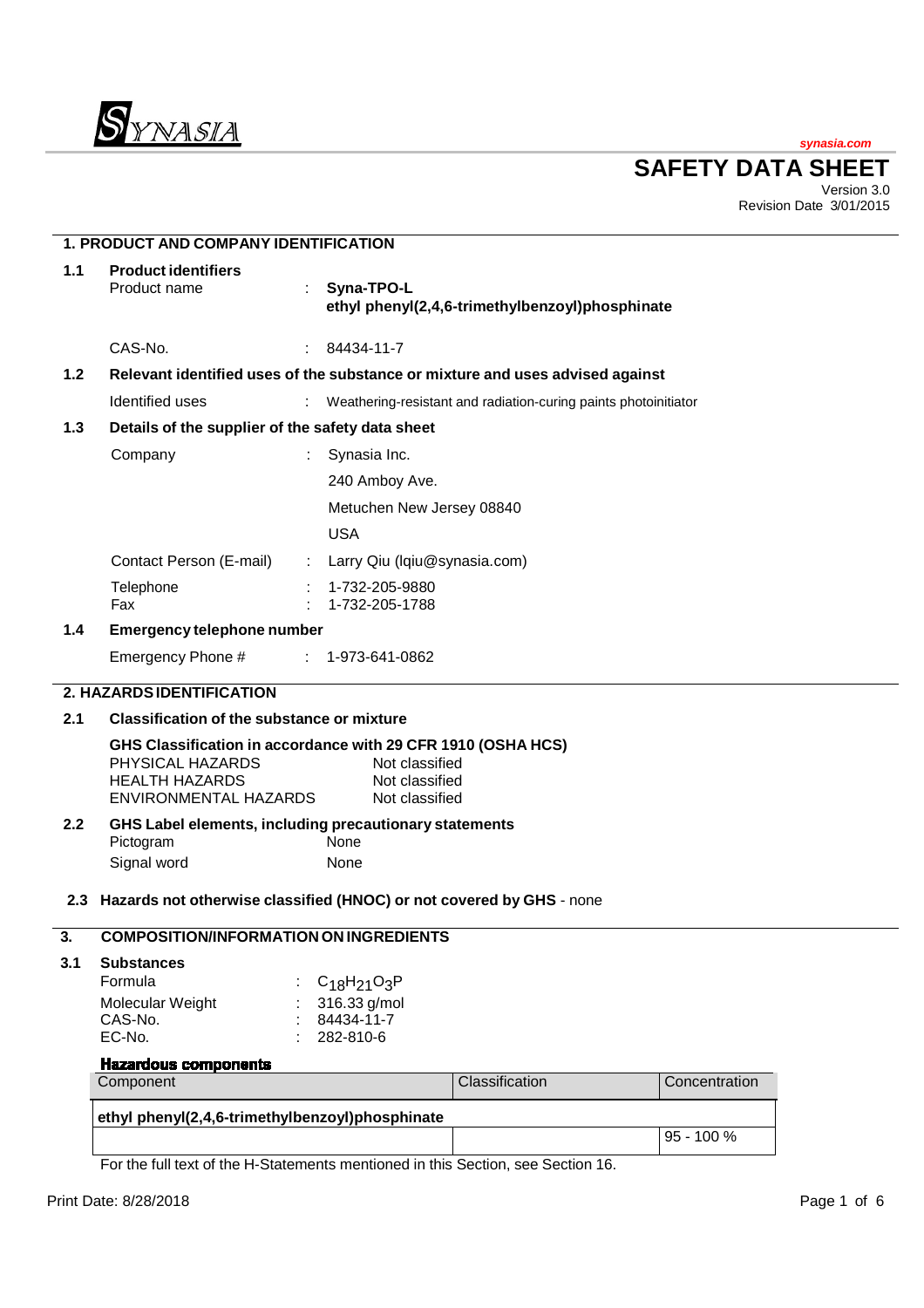SYNASIA

synasia.com

# SAFETY DATA SHEET

Version 3.0
Revision Date 3/01/2015

## 1. PRODUCT AND COMPANY IDENTIFICATION

### 1.1 Product identifiers

Product name : **Syna-TPO-L**
**ethyl phenyl(2,4,6-trimethylbenzoyl)phosphinate**

CAS-No. : 84434-11-7

### 1.2 Relevant identified uses of the substance or mixture and uses advised against

Identified uses : Weathering-resistant and radiation-curing paints photoinitiator

### 1.3 Details of the supplier of the safety data sheet

Company : Synasia Inc.
240 Amboy Ave.
Metuchen New Jersey 08840
USA

Contact Person (E-mail) : Larry Qiu (lqiu@synasia.com)

Telephone : 1-732-205-9880
Fax : 1-732-205-1788

### 1.4 Emergency telephone number

Emergency Phone # : 1-973-641-0862

## 2. HAZARDS IDENTIFICATION

### 2.1 Classification of the substance or mixture

**GHS Classification in accordance with 29 CFR 1910 (OSHA HCS)**

PHYSICAL HAZARDS Not classified
HEALTH HAZARDS Not classified
ENVIRONMENTAL HAZARDS Not classified

### 2.2 GHS Label elements, including precautionary statements

Pictogram None
Signal word None

### 2.3 Hazards not otherwise classified (HNOC) or not covered by GHS - none

## 3. COMPOSITION/INFORMATION ON INGREDIENTS

### 3.1 Substances

Formula : $C_{18}H_{21}O_3P$
Molecular Weight : 316.33 g/mol
CAS-No. : 84434-11-7
EC-No. : 282-810-6

**Hazardous components**

| Component | Classification | Concentration |
|---|---|---|
| **ethyl phenyl(2,4,6-trimethylbenzoyl)phosphinate** | | |
| | | 95 - 100 % |

For the full text of the H-Statements mentioned in this Section, see Section 16.

Print Date: 8/28/2018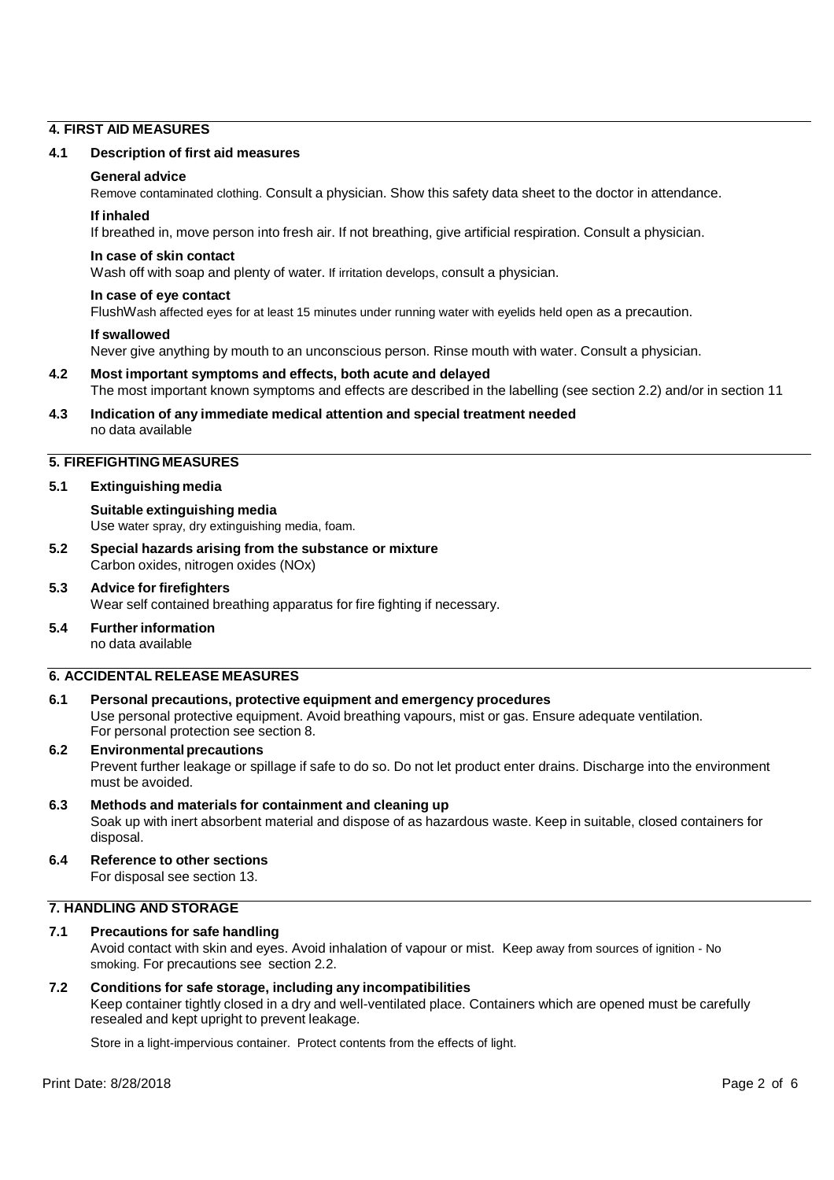## 4. FIRST AID MEASURES

### 4.1 Description of first aid measures

**General advice**

Remove contaminated clothing. Consult a physician. Show this safety data sheet to the doctor in attendance.

**If inhaled**

If breathed in, move person into fresh air. If not breathing, give artificial respiration. Consult a physician.

**In case of skin contact**

Wash off with soap and plenty of water. If irritation develops, consult a physician.

**In case of eye contact**

FlushWash affected eyes for at least 15 minutes under running water with eyelids held open as a precaution.

**If swallowed**

Never give anything by mouth to an unconscious person. Rinse mouth with water. Consult a physician.

### 4.2 Most important symptoms and effects, both acute and delayed

The most important known symptoms and effects are described in the labelling (see section 2.2) and/or in section 11

### 4.3 Indication of any immediate medical attention and special treatment needed

no data available

## 5. FIREFIGHTING MEASURES

### 5.1 Extinguishing media

**Suitable extinguishing media**

Use water spray, dry extinguishing media, foam.

### 5.2 Special hazards arising from the substance or mixture

Carbon oxides, nitrogen oxides (NOx)

### 5.3 Advice for firefighters

Wear self contained breathing apparatus for fire fighting if necessary.

### 5.4 Further information

no data available

## 6. ACCIDENTAL RELEASE MEASURES

### 6.1 Personal precautions, protective equipment and emergency procedures

Use personal protective equipment. Avoid breathing vapours, mist or gas. Ensure adequate ventilation. For personal protection see section 8.

### 6.2 Environmental precautions

Prevent further leakage or spillage if safe to do so. Do not let product enter drains. Discharge into the environment must be avoided.

### 6.3 Methods and materials for containment and cleaning up

Soak up with inert absorbent material and dispose of as hazardous waste. Keep in suitable, closed containers for disposal.

### 6.4 Reference to other sections

For disposal see section 13.

## 7. HANDLING AND STORAGE

### 7.1 Precautions for safe handling

Avoid contact with skin and eyes. Avoid inhalation of vapour or mist. Keep away from sources of ignition - No smoking. For precautions see section 2.2.

### 7.2 Conditions for safe storage, including any incompatibilities

Keep container tightly closed in a dry and well-ventilated place. Containers which are opened must be carefully resealed and kept upright to prevent leakage.

Store in a light-impervious container. Protect contents from the effects of light.

Print Date: 8/28/2018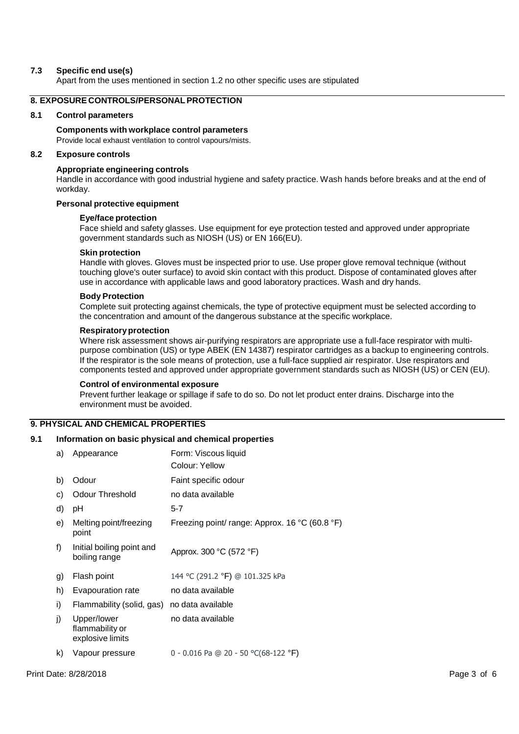### 7.3 Specific end use(s)

Apart from the uses mentioned in section 1.2 no other specific uses are stipulated

## 8. EXPOSURE CONTROLS/PERSONAL PROTECTION

### 8.1 Control parameters

**Components with workplace control parameters**

Provide local exhaust ventilation to control vapours/mists.

### 8.2 Exposure controls

**Appropriate engineering controls**

Handle in accordance with good industrial hygiene and safety practice. Wash hands before breaks and at the end of workday.

**Personal protective equipment**

**Eye/face protection**

Face shield and safety glasses. Use equipment for eye protection tested and approved under appropriate government standards such as NIOSH (US) or EN 166(EU).

**Skin protection**

Handle with gloves. Gloves must be inspected prior to use. Use proper glove removal technique (without touching glove's outer surface) to avoid skin contact with this product. Dispose of contaminated gloves after use in accordance with applicable laws and good laboratory practices. Wash and dry hands.

**Body Protection**

Complete suit protecting against chemicals, the type of protective equipment must be selected according to the concentration and amount of the dangerous substance at the specific workplace.

**Respiratory protection**

Where risk assessment shows air-purifying respirators are appropriate use a full-face respirator with multi-purpose combination (US) or type ABEK (EN 14387) respirator cartridges as a backup to engineering controls. If the respirator is the sole means of protection, use a full-face supplied air respirator. Use respirators and components tested and approved under appropriate government standards such as NIOSH (US) or CEN (EU).

**Control of environmental exposure**

Prevent further leakage or spillage if safe to do so. Do not let product enter drains. Discharge into the environment must be avoided.

## 9. PHYSICAL AND CHEMICAL PROPERTIES

### 9.1 Information on basic physical and chemical properties

| | Property | Value |
|---|---|---|
| a) | Appearance | Form: Viscous liquid<br>Colour: Yellow |
| b) | Odour | Faint specific odour |
| c) | Odour Threshold | no data available |
| d) | pH | 5-7 |
| e) | Melting point/freezing point | Freezing point/ range: Approx. 16 °C (60.8 °F) |
| f) | Initial boiling point and boiling range | Approx. 300 °C (572 °F) |
| g) | Flash point | 144 °C (291.2 °F) @ 101.325 kPa |
| h) | Evapouration rate | no data available |
| i) | Flammability (solid, gas) | no data available |
| j) | Upper/lower flammability or explosive limits | no data available |
| k) | Vapour pressure | 0 - 0.016 Pa @ 20 - 50 °C(68-122 °F) |

Print Date: 8/28/2018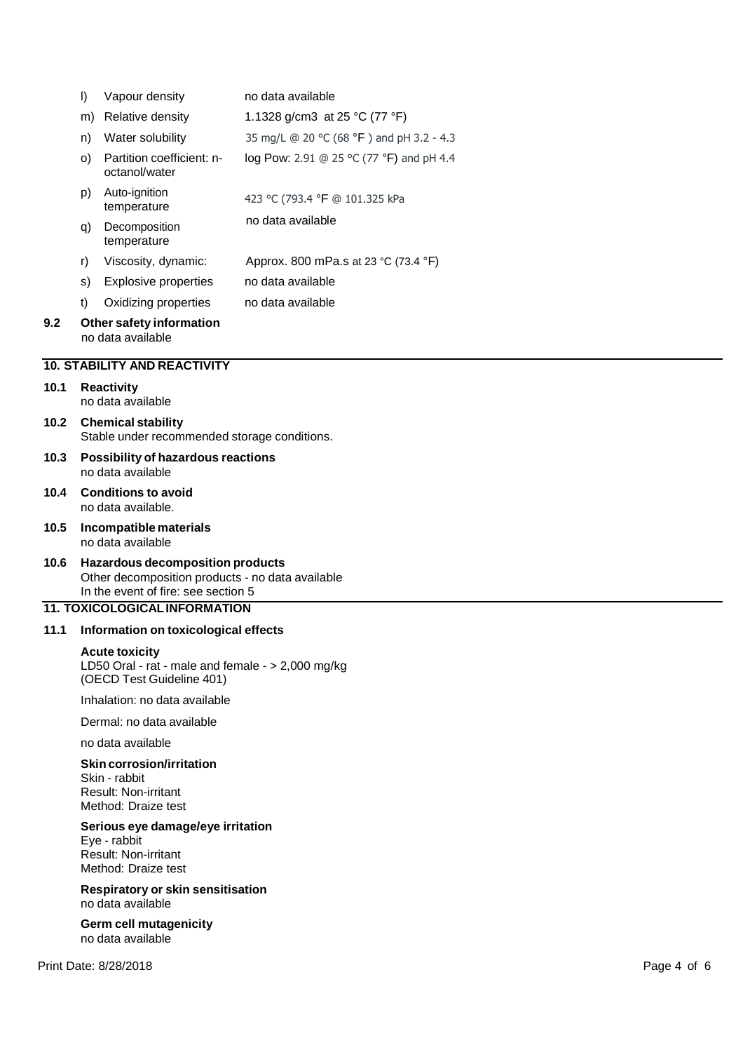| | | |
|---|---|---|
| l) | Vapour density | no data available |
| m) | Relative density | 1.1328 g/cm3 at 25 °C (77 °F) |
| n) | Water solubility | 35 mg/L @ 20 °C (68 °F ) and pH 3.2 - 4.3 |
| o) | Partition coefficient: n-octanol/water | log Pow: 2.91 @ 25 °C (77 °F) and pH 4.4 |
| p) | Auto-ignition temperature | 423 °C (793.4 °F @ 101.325 kPa |
| q) | Decomposition temperature | no data available |
| r) | Viscosity, dynamic: | Approx. 800 mPa.s at 23 °C (73.4 °F) |
| s) | Explosive properties | no data available |
| t) | Oxidizing properties | no data available |

**9.2 Other safety information**

no data available

## 10. STABILITY AND REACTIVITY

**10.1 Reactivity**

no data available

**10.2 Chemical stability**

Stable under recommended storage conditions.

**10.3 Possibility of hazardous reactions**

no data available

**10.4 Conditions to avoid**

no data available.

**10.5 Incompatible materials**

no data available

**10.6 Hazardous decomposition products**

Other decomposition products - no data available
In the event of fire: see section 5

## 11. TOXICOLOGICAL INFORMATION

**11.1 Information on toxicological effects**

**Acute toxicity**

LD50 Oral - rat - male and female - > 2,000 mg/kg
(OECD Test Guideline 401)

Inhalation: no data available

Dermal: no data available

no data available

**Skin corrosion/irritation**

Skin - rabbit
Result: Non-irritant
Method: Draize test

**Serious eye damage/eye irritation**

Eye - rabbit
Result: Non-irritant
Method: Draize test

**Respiratory or skin sensitisation**

no data available

**Germ cell mutagenicity**

no data available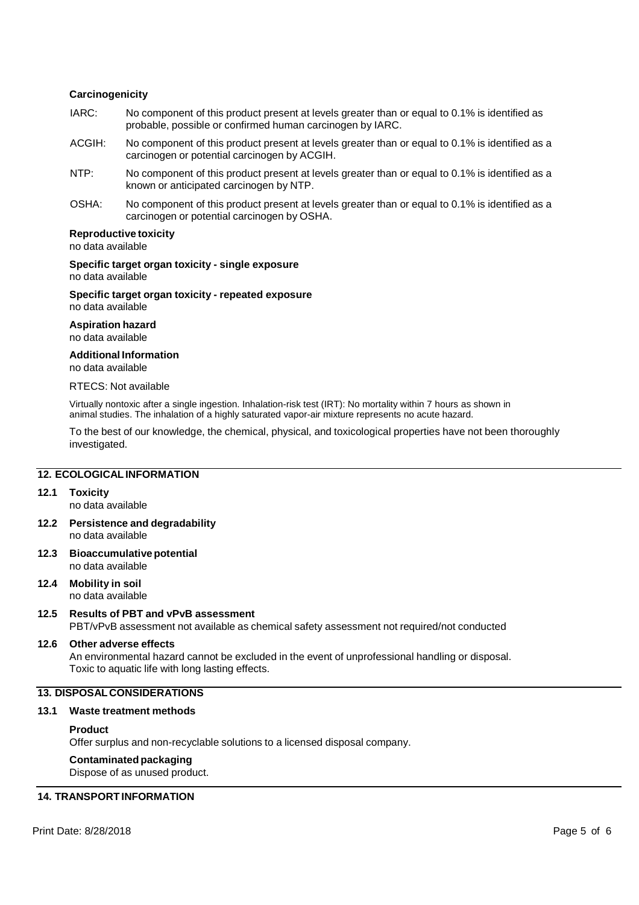**Carcinogenicity**

IARC: No component of this product present at levels greater than or equal to 0.1% is identified as probable, possible or confirmed human carcinogen by IARC.

ACGIH: No component of this product present at levels greater than or equal to 0.1% is identified as a carcinogen or potential carcinogen by ACGIH.

NTP: No component of this product present at levels greater than or equal to 0.1% is identified as a known or anticipated carcinogen by NTP.

OSHA: No component of this product present at levels greater than or equal to 0.1% is identified as a carcinogen or potential carcinogen by OSHA.

**Reproductive toxicity**
no data available

**Specific target organ toxicity - single exposure**
no data available

**Specific target organ toxicity - repeated exposure**
no data available

**Aspiration hazard**
no data available

**Additional Information**
no data available

RTECS: Not available

Virtually nontoxic after a single ingestion. Inhalation-risk test (IRT): No mortality within 7 hours as shown in animal studies. The inhalation of a highly saturated vapor-air mixture represents no acute hazard.

To the best of our knowledge, the chemical, physical, and toxicological properties have not been thoroughly investigated.

## 12. ECOLOGICAL INFORMATION

**12.1 Toxicity**
no data available

**12.2 Persistence and degradability**
no data available

**12.3 Bioaccumulative potential**
no data available

**12.4 Mobility in soil**
no data available

**12.5 Results of PBT and vPvB assessment**
PBT/vPvB assessment not available as chemical safety assessment not required/not conducted

**12.6 Other adverse effects**
An environmental hazard cannot be excluded in the event of unprofessional handling or disposal.
Toxic to aquatic life with long lasting effects.

## 13. DISPOSAL CONSIDERATIONS

**13.1 Waste treatment methods**

**Product**
Offer surplus and non-recyclable solutions to a licensed disposal company.

**Contaminated packaging**
Dispose of as unused product.

## 14. TRANSPORT INFORMATION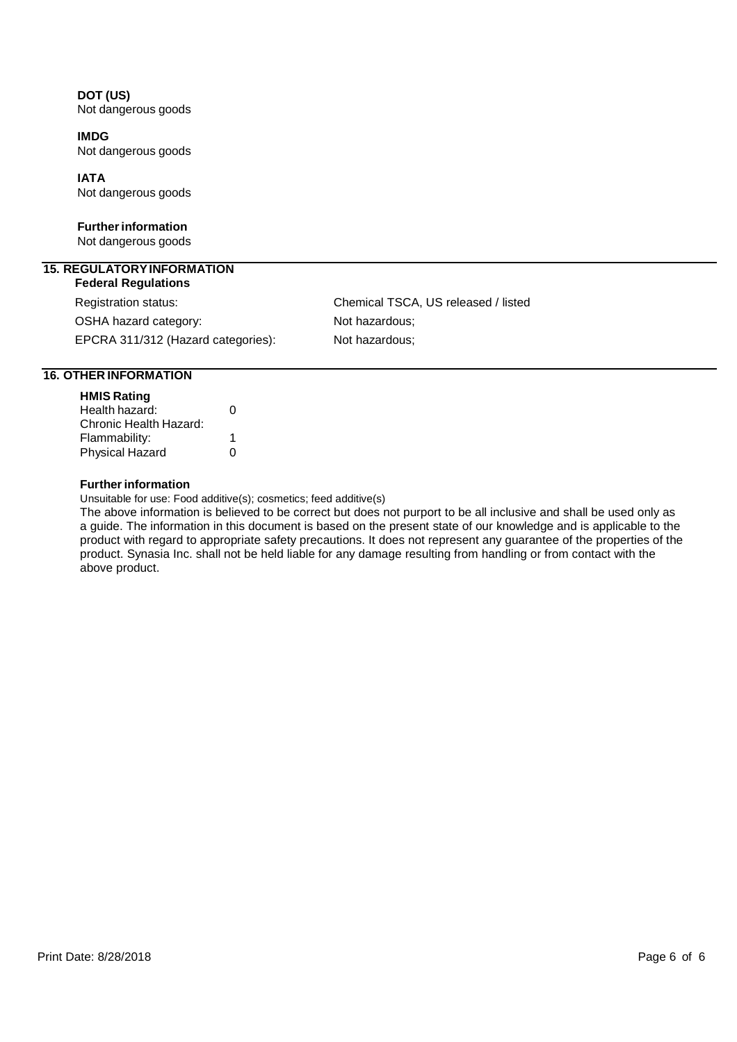**DOT (US)**
Not dangerous goods

**IMDG**
Not dangerous goods

**IATA**
Not dangerous goods

**Further information**
Not dangerous goods

## 15. REGULATORY INFORMATION

**Federal Regulations**

| | |
|---|---|
| Registration status: | Chemical TSCA, US released / listed |
| OSHA hazard category: | Not hazardous; |
| EPCRA 311/312 (Hazard categories): | Not hazardous; |

## 16. OTHER INFORMATION

**HMIS Rating**

| | |
|---|---|
| Health hazard: | 0 |
| Chronic Health Hazard: | |
| Flammability: | 1 |
| Physical Hazard | 0 |

**Further information**

Unsuitable for use: Food additive(s); cosmetics; feed additive(s)

The above information is believed to be correct but does not purport to be all inclusive and shall be used only as a guide. The information in this document is based on the present state of our knowledge and is applicable to the product with regard to appropriate safety precautions. It does not represent any guarantee of the properties of the product. Synasia Inc. shall not be held liable for any damage resulting from handling or from contact with the above product.

Print Date: 8/28/2018